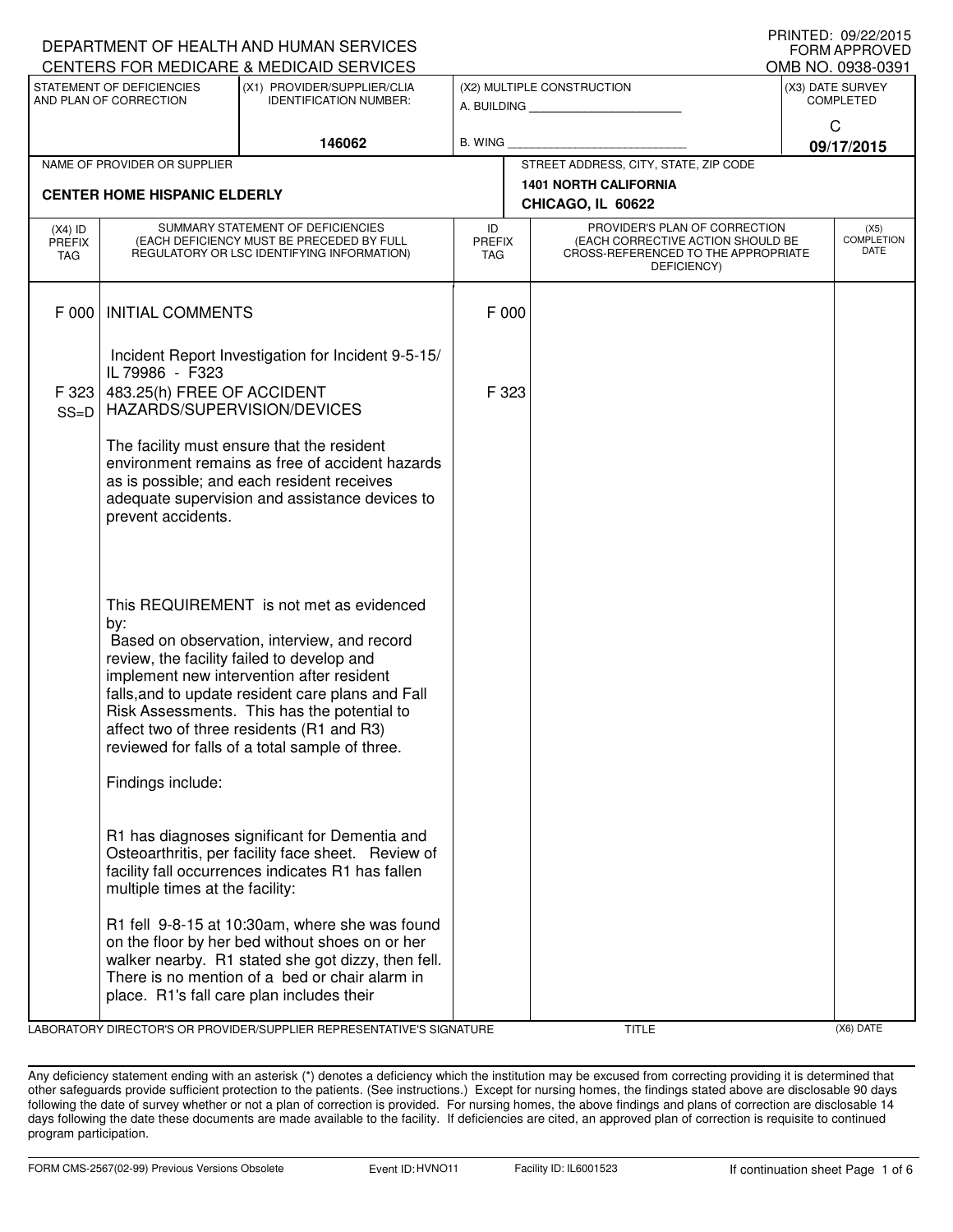DEPARTMENT OF HEALTH AND HUMAN SERVICES
CENTERS FOR MEDICARE & MEDICAID SERVICES

PRINTED: 09/22/2015
FORM APPROVED
OMB NO. 0938-0391

| STATEMENT OF DEFICIENCIES AND PLAN OF CORRECTION | (X1) PROVIDER/SUPPLIER/CLIA IDENTIFICATION NUMBER: | (X2) MULTIPLE CONSTRUCTION | (X3) DATE SURVEY COMPLETED |
|---|---|---|---|
| | 146062 | A. BUILDING ______ B. WING ______ | C 09/17/2015 |

| NAME OF PROVIDER OR SUPPLIER | STREET ADDRESS, CITY, STATE, ZIP CODE |
|---|---|
| CENTER HOME HISPANIC ELDERLY | 1401 NORTH CALIFORNIA CHICAGO, IL 60622 |

| (X4) ID PREFIX TAG | SUMMARY STATEMENT OF DEFICIENCIES (EACH DEFICIENCY MUST BE PRECEDED BY FULL REGULATORY OR LSC IDENTIFYING INFORMATION) | ID PREFIX TAG | PROVIDER'S PLAN OF CORRECTION (EACH CORRECTIVE ACTION SHOULD BE CROSS-REFERENCED TO THE APPROPRIATE DEFICIENCY) | (X5) COMPLETION DATE |
|---|---|---|---|---|
| F 000 | INITIAL COMMENTS<br><br>Incident Report Investigation for Incident 9-5-15/ IL 79986 - F323 | F 000 | | |
| F 323 SS=D | 483.25(h) FREE OF ACCIDENT HAZARDS/SUPERVISION/DEVICES<br><br>The facility must ensure that the resident environment remains as free of accident hazards as is possible; and each resident receives adequate supervision and assistance devices to prevent accidents.<br><br>This REQUIREMENT is not met as evidenced by:<br>Based on observation, interview, and record review, the facility failed to develop and implement new intervention after resident falls,and to update resident care plans and Fall Risk Assessments. This has the potential to affect two of three residents (R1 and R3) reviewed for falls of a total sample of three.<br><br>Findings include:<br><br>R1 has diagnoses significant for Dementia and Osteoarthritis, per facility face sheet. Review of facility fall occurrences indicates R1 has fallen multiple times at the facility:<br><br>R1 fell 9-8-15 at 10:30am, where she was found on the floor by her bed without shoes on or her walker nearby. R1 stated she got dizzy, then fell. There is no mention of a bed or chair alarm in place. R1's fall care plan includes their | F 323 | | |

LABORATORY DIRECTOR'S OR PROVIDER/SUPPLIER REPRESENTATIVE'S SIGNATURE | TITLE | (X6) DATE

Any deficiency statement ending with an asterisk (*) denotes a deficiency which the institution may be excused from correcting providing it is determined that other safeguards provide sufficient protection to the patients. (See instructions.) Except for nursing homes, the findings stated above are disclosable 90 days following the date of survey whether or not a plan of correction is provided. For nursing homes, the above findings and plans of correction are disclosable 14 days following the date these documents are made available to the facility. If deficiencies are cited, an approved plan of correction is requisite to continued program participation.

FORM CMS-2567(02-99) Previous Versions Obsolete | Event ID: HVNO11 | Facility ID: IL6001523 | If continuation sheet Page 1 of 6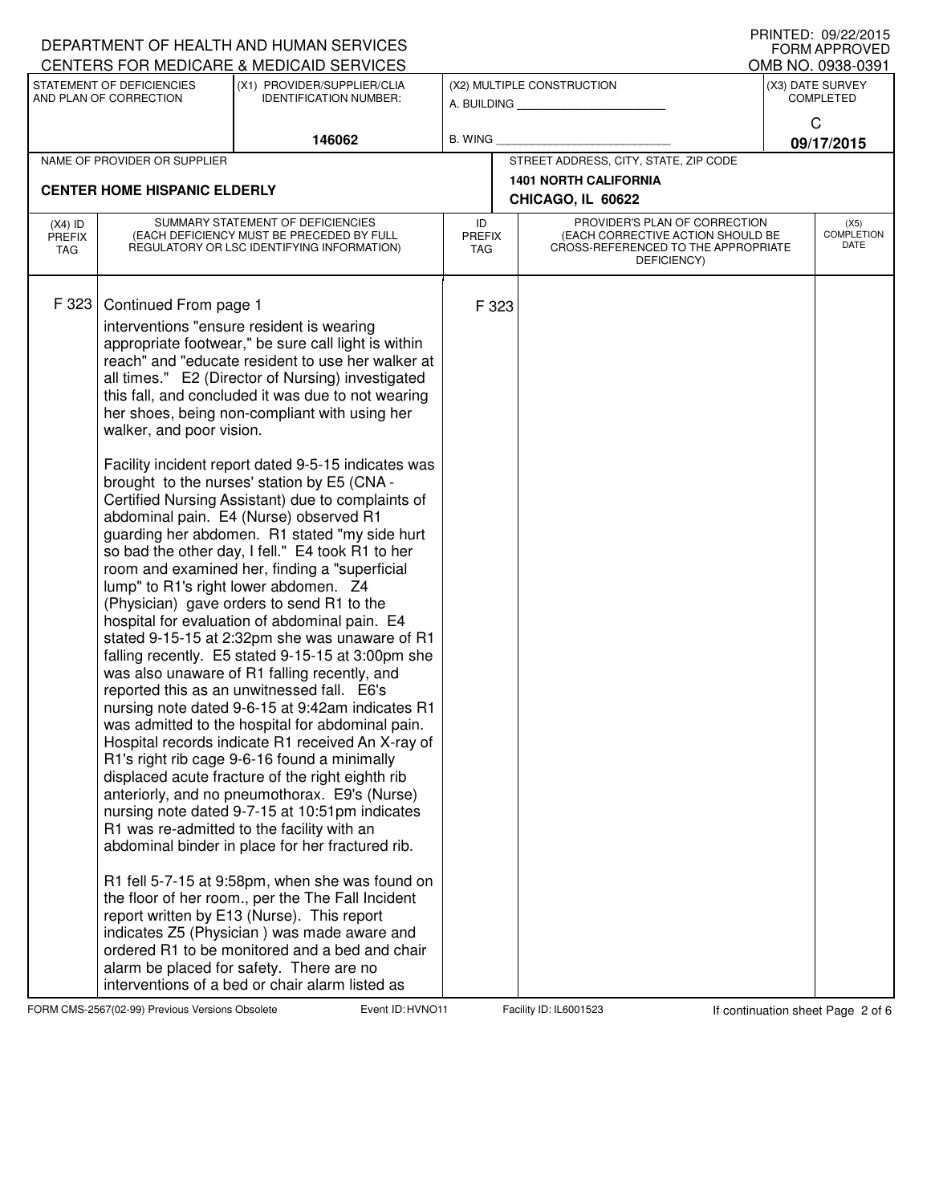DEPARTMENT OF HEALTH AND HUMAN SERVICES
CENTERS FOR MEDICARE & MEDICAID SERVICES

PRINTED: 09/22/2015
FORM APPROVED
OMB NO. 0938-0391

| STATEMENT OF DEFICIENCIES AND PLAN OF CORRECTION | (X1) PROVIDER/SUPPLIER/CLIA IDENTIFICATION NUMBER: | (X2) MULTIPLE CONSTRUCTION | (X3) DATE SURVEY COMPLETED |
|---|---|---|---|
| | 146062 | A. BUILDING ______ B. WING ______ | C 09/17/2015 |

| NAME OF PROVIDER OR SUPPLIER | STREET ADDRESS, CITY, STATE, ZIP CODE |
|---|---|
| CENTER HOME HISPANIC ELDERLY | 1401 NORTH CALIFORNIA CHICAGO, IL 60622 |

| (X4) ID PREFIX TAG | SUMMARY STATEMENT OF DEFICIENCIES (EACH DEFICIENCY MUST BE PRECEDED BY FULL REGULATORY OR LSC IDENTIFYING INFORMATION) | ID PREFIX TAG | PROVIDER'S PLAN OF CORRECTION (EACH CORRECTIVE ACTION SHOULD BE CROSS-REFERENCED TO THE APPROPRIATE DEFICIENCY) | (X5) COMPLETION DATE |
|---|---|---|---|---|
| F 323 | Continued From page 1<br>interventions "ensure resident is wearing appropriate footwear," be sure call light is within reach" and "educate resident to use her walker at all times." E2 (Director of Nursing) investigated this fall, and concluded it was due to not wearing her shoes, being non-compliant with using her walker, and poor vision.<br><br>Facility incident report dated 9-5-15 indicates was brought to the nurses' station by E5 (CNA - Certified Nursing Assistant) due to complaints of abdominal pain. E4 (Nurse) observed R1 guarding her abdomen. R1 stated "my side hurt so bad the other day, I fell." E4 took R1 to her room and examined her, finding a "superficial lump" to R1's right lower abdomen. Z4 (Physician) gave orders to send R1 to the hospital for evaluation of abdominal pain. E4 stated 9-15-15 at 2:32pm she was unaware of R1 falling recently. E5 stated 9-15-15 at 3:00pm she was also unaware of R1 falling recently, and reported this as an unwitnessed fall. E6's nursing note dated 9-6-15 at 9:42am indicates R1 was admitted to the hospital for abdominal pain. Hospital records indicate R1 received An X-ray of R1's right rib cage 9-6-16 found a minimally displaced acute fracture of the right eighth rib anteriorly, and no pneumothorax. E9's (Nurse) nursing note dated 9-7-15 at 10:51pm indicates R1 was re-admitted to the facility with an abdominal binder in place for her fractured rib.<br><br>R1 fell 5-7-15 at 9:58pm, when she was found on the floor of her room., per the The Fall Incident report written by E13 (Nurse). This report indicates Z5 (Physician ) was made aware and ordered R1 to be monitored and a bed and chair alarm be placed for safety. There are no interventions of a bed or chair alarm listed as | F 323 | | |

FORM CMS-2567(02-99) Previous Versions Obsolete Event ID: HVNO11 Facility ID: IL6001523 If continuation sheet Page 2 of 6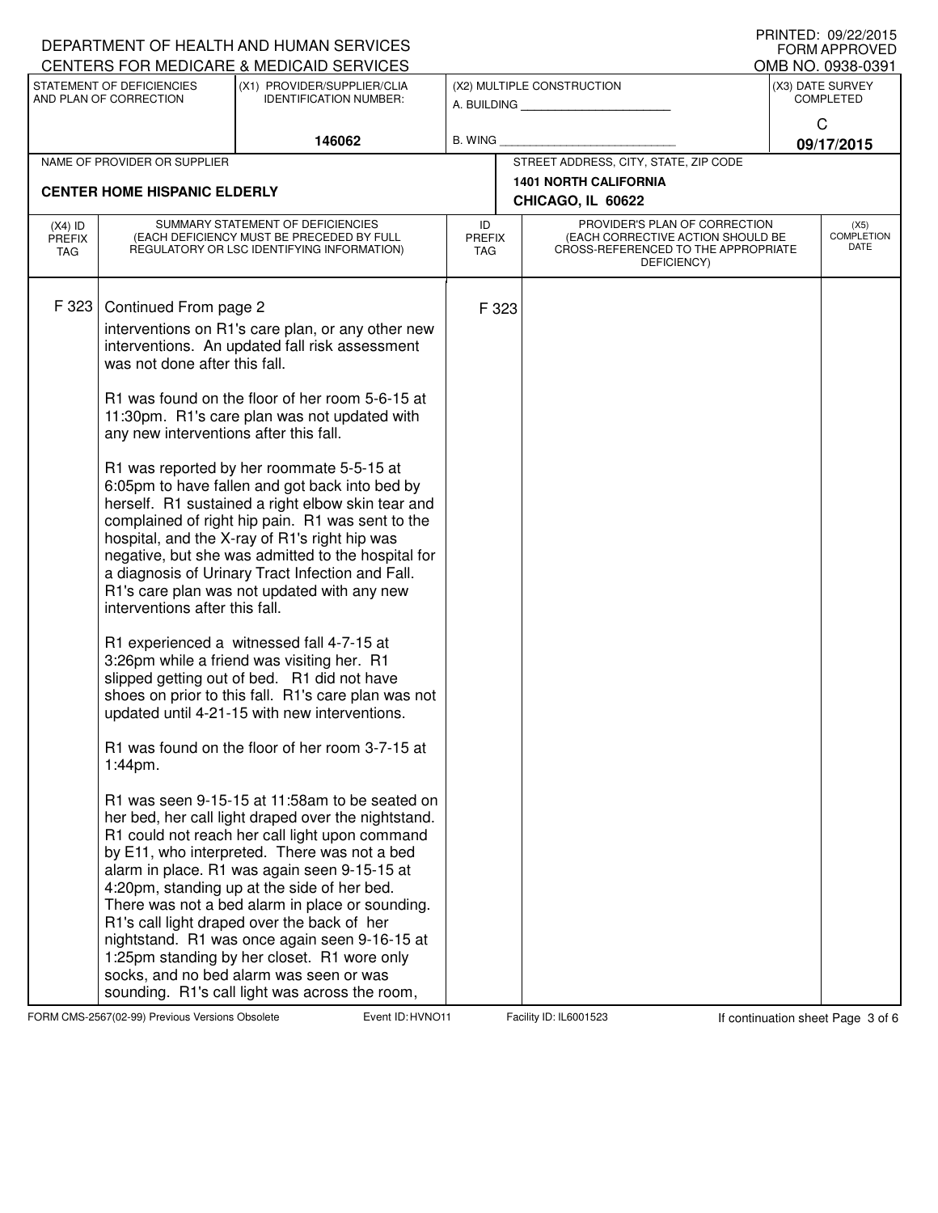DEPARTMENT OF HEALTH AND HUMAN SERVICES
CENTERS FOR MEDICARE & MEDICAID SERVICES

PRINTED: 09/22/2015
FORM APPROVED
OMB NO. 0938-0391

| STATEMENT OF DEFICIENCIES AND PLAN OF CORRECTION | (X1) PROVIDER/SUPPLIER/CLIA IDENTIFICATION NUMBER: | (X2) MULTIPLE CONSTRUCTION | (X3) DATE SURVEY COMPLETED |
|---|---|---|---|
| | 146062 | A. BUILDING ______ B. WING ______ | C 09/17/2015 |

| NAME OF PROVIDER OR SUPPLIER | STREET ADDRESS, CITY, STATE, ZIP CODE |
|---|---|
| CENTER HOME HISPANIC ELDERLY | 1401 NORTH CALIFORNIA CHICAGO, IL 60622 |

| (X4) ID PREFIX TAG | SUMMARY STATEMENT OF DEFICIENCIES (EACH DEFICIENCY MUST BE PRECEDED BY FULL REGULATORY OR LSC IDENTIFYING INFORMATION) | ID PREFIX TAG | PROVIDER'S PLAN OF CORRECTION (EACH CORRECTIVE ACTION SHOULD BE CROSS-REFERENCED TO THE APPROPRIATE DEFICIENCY) | (X5) COMPLETION DATE |
|---|---|---|---|---|
| F 323 | Continued From page 2 | F 323 | | |

interventions on R1's care plan, or any other new interventions. An updated fall risk assessment was not done after this fall.

R1 was found on the floor of her room 5-6-15 at 11:30pm. R1's care plan was not updated with any new interventions after this fall.

R1 was reported by her roommate 5-5-15 at 6:05pm to have fallen and got back into bed by herself. R1 sustained a right elbow skin tear and complained of right hip pain. R1 was sent to the hospital, and the X-ray of R1's right hip was negative, but she was admitted to the hospital for a diagnosis of Urinary Tract Infection and Fall. R1's care plan was not updated with any new interventions after this fall.

R1 experienced a witnessed fall 4-7-15 at 3:26pm while a friend was visiting her. R1 slipped getting out of bed. R1 did not have shoes on prior to this fall. R1's care plan was not updated until 4-21-15 with new interventions.

R1 was found on the floor of her room 3-7-15 at 1:44pm.

R1 was seen 9-15-15 at 11:58am to be seated on her bed, her call light draped over the nightstand. R1 could not reach her call light upon command by E11, who interpreted. There was not a bed alarm in place. R1 was again seen 9-15-15 at 4:20pm, standing up at the side of her bed. There was not a bed alarm in place or sounding. R1's call light draped over the back of her nightstand. R1 was once again seen 9-16-15 at 1:25pm standing by her closet. R1 wore only socks, and no bed alarm was seen or was sounding. R1's call light was across the room,

FORM CMS-2567(02-99) Previous Versions Obsolete    Event ID: HVNO11    Facility ID: IL6001523    If continuation sheet Page 3 of 6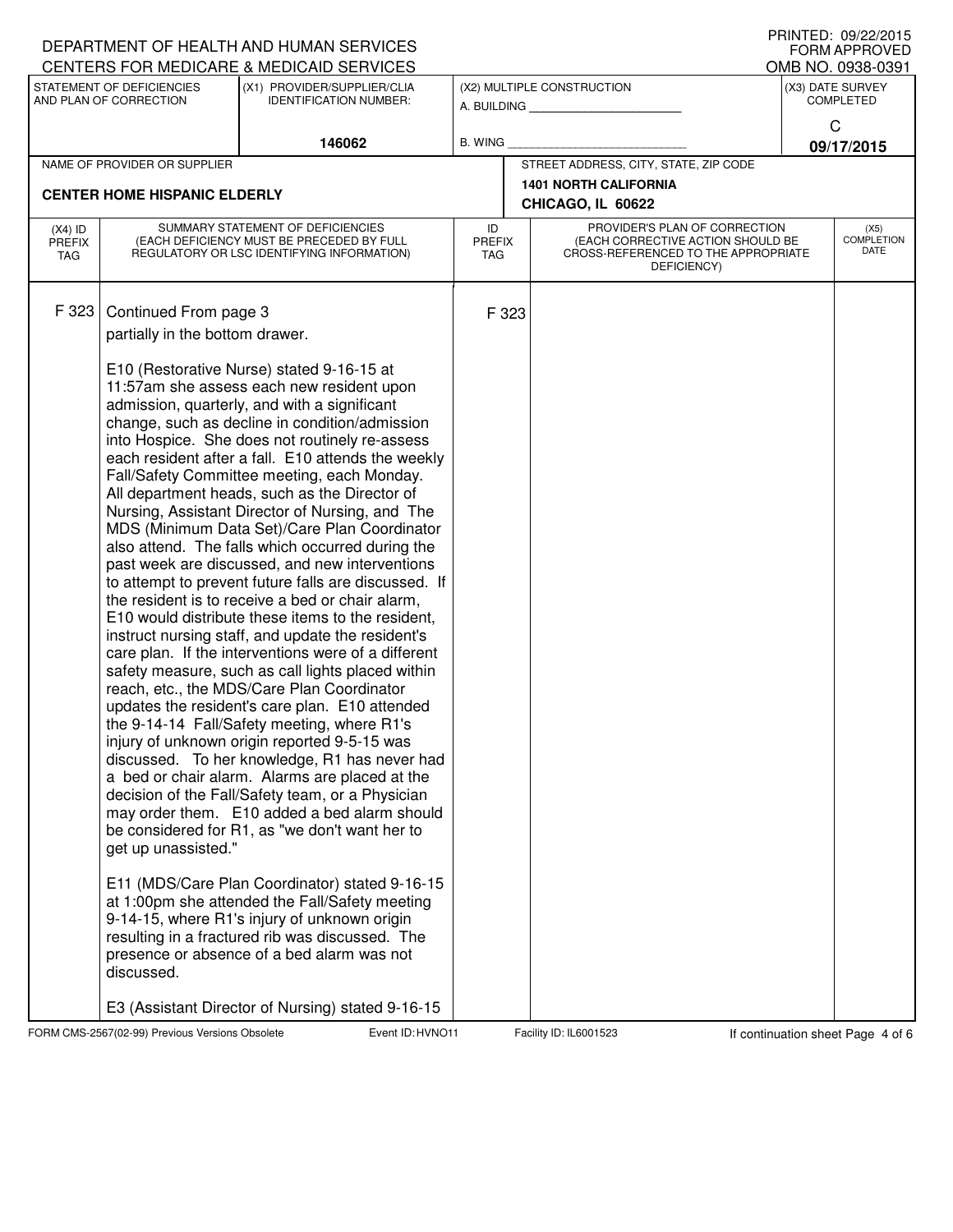DEPARTMENT OF HEALTH AND HUMAN SERVICES
CENTERS FOR MEDICARE & MEDICAID SERVICES

PRINTED: 09/22/2015
FORM APPROVED
OMB NO. 0938-0391

| STATEMENT OF DEFICIENCIES AND PLAN OF CORRECTION | (X1) PROVIDER/SUPPLIER/CLIA IDENTIFICATION NUMBER: | (X2) MULTIPLE CONSTRUCTION | (X3) DATE SURVEY COMPLETED |
|---|---|---|---|
| | 146062 | A. BUILDING ______ B. WING ______ | C 09/17/2015 |

| NAME OF PROVIDER OR SUPPLIER | STREET ADDRESS, CITY, STATE, ZIP CODE |
|---|---|
| CENTER HOME HISPANIC ELDERLY | 1401 NORTH CALIFORNIA CHICAGO, IL 60622 |

| (X4) ID PREFIX TAG | SUMMARY STATEMENT OF DEFICIENCIES (EACH DEFICIENCY MUST BE PRECEDED BY FULL REGULATORY OR LSC IDENTIFYING INFORMATION) | ID PREFIX TAG | PROVIDER'S PLAN OF CORRECTION (EACH CORRECTIVE ACTION SHOULD BE CROSS-REFERENCED TO THE APPROPRIATE DEFICIENCY) | (X5) COMPLETION DATE |
|---|---|---|---|---|
| F 323 | Continued From page 3<br>partially in the bottom drawer.<br><br>E10 (Restorative Nurse) stated 9-16-15 at 11:57am she assess each new resident upon admission, quarterly, and with a significant change, such as decline in condition/admission into Hospice. She does not routinely re-assess each resident after a fall. E10 attends the weekly Fall/Safety Committee meeting, each Monday. All department heads, such as the Director of Nursing, Assistant Director of Nursing, and The MDS (Minimum Data Set)/Care Plan Coordinator also attend. The falls which occurred during the past week are discussed, and new interventions to attempt to prevent future falls are discussed. If the resident is to receive a bed or chair alarm, E10 would distribute these items to the resident, instruct nursing staff, and update the resident's care plan. If the interventions were of a different safety measure, such as call lights placed within reach, etc., the MDS/Care Plan Coordinator updates the resident's care plan. E10 attended the 9-14-14 Fall/Safety meeting, where R1's injury of unknown origin reported 9-5-15 was discussed. To her knowledge, R1 has never had a bed or chair alarm. Alarms are placed at the decision of the Fall/Safety team, or a Physician may order them. E10 added a bed alarm should be considered for R1, as "we don't want her to get up unassisted."<br><br>E11 (MDS/Care Plan Coordinator) stated 9-16-15 at 1:00pm she attended the Fall/Safety meeting 9-14-15, where R1's injury of unknown origin resulting in a fractured rib was discussed. The presence or absence of a bed alarm was not discussed.<br><br>E3 (Assistant Director of Nursing) stated 9-16-15 | F 323 | | |

FORM CMS-2567(02-99) Previous Versions Obsolete Event ID: HVNO11 Facility ID: IL6001523 If continuation sheet Page 4 of 6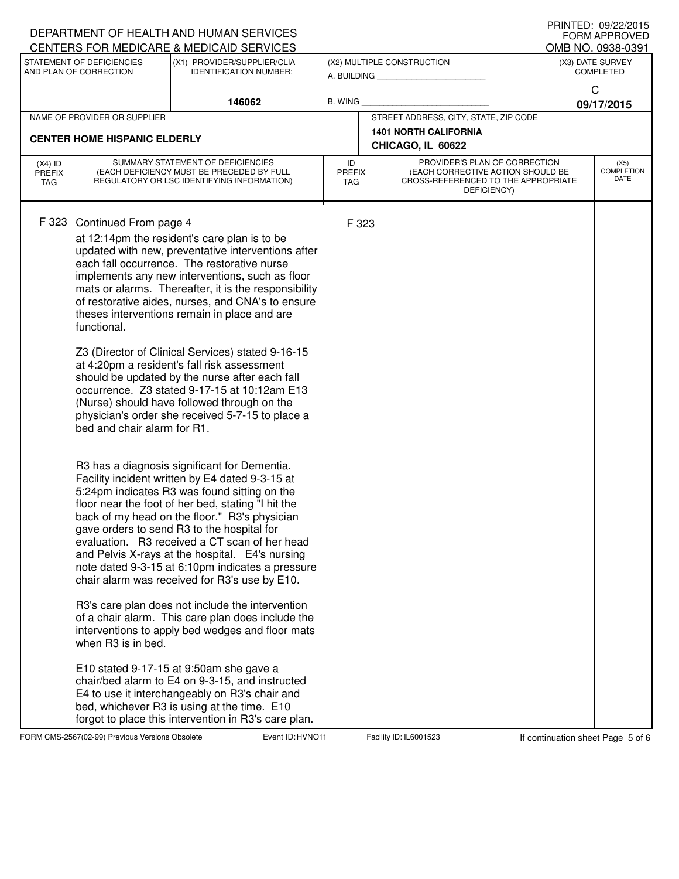DEPARTMENT OF HEALTH AND HUMAN SERVICES
CENTERS FOR MEDICARE & MEDICAID SERVICES

PRINTED: 09/22/2015
FORM APPROVED
OMB NO. 0938-0391

| STATEMENT OF DEFICIENCIES AND PLAN OF CORRECTION | (X1) PROVIDER/SUPPLIER/CLIA IDENTIFICATION NUMBER: | (X2) MULTIPLE CONSTRUCTION | (X3) DATE SURVEY COMPLETED |
|---|---|---|---|
| | 146062 | A. BUILDING ___ B. WING ___ | C 09/17/2015 |

| NAME OF PROVIDER OR SUPPLIER | STREET ADDRESS, CITY, STATE, ZIP CODE |
|---|---|
| CENTER HOME HISPANIC ELDERLY | 1401 NORTH CALIFORNIA CHICAGO, IL 60622 |

| (X4) ID PREFIX TAG | SUMMARY STATEMENT OF DEFICIENCIES (EACH DEFICIENCY MUST BE PRECEDED BY FULL REGULATORY OR LSC IDENTIFYING INFORMATION) | ID PREFIX TAG | PROVIDER'S PLAN OF CORRECTION (EACH CORRECTIVE ACTION SHOULD BE CROSS-REFERENCED TO THE APPROPRIATE DEFICIENCY) | (X5) COMPLETION DATE |
|---|---|---|---|---|
| F 323 | Continued From page 4 | F 323 | | |

at 12:14pm the resident's care plan is to be updated with new, preventative interventions after each fall occurrence. The restorative nurse implements any new interventions, such as floor mats or alarms. Thereafter, it is the responsibility of restorative aides, nurses, and CNA's to ensure theses interventions remain in place and are functional.

Z3 (Director of Clinical Services) stated 9-16-15 at 4:20pm a resident's fall risk assessment should be updated by the nurse after each fall occurrence. Z3 stated 9-17-15 at 10:12am E13 (Nurse) should have followed through on the physician's order she received 5-7-15 to place a bed and chair alarm for R1.

R3 has a diagnosis significant for Dementia. Facility incident written by E4 dated 9-3-15 at 5:24pm indicates R3 was found sitting on the floor near the foot of her bed, stating "I hit the back of my head on the floor." R3's physician gave orders to send R3 to the hospital for evaluation. R3 received a CT scan of her head and Pelvis X-rays at the hospital. E4's nursing note dated 9-3-15 at 6:10pm indicates a pressure chair alarm was received for R3's use by E10.

R3's care plan does not include the intervention of a chair alarm. This care plan does include the interventions to apply bed wedges and floor mats when R3 is in bed.

E10 stated 9-17-15 at 9:50am she gave a chair/bed alarm to E4 on 9-3-15, and instructed E4 to use it interchangeably on R3's chair and bed, whichever R3 is using at the time. E10 forgot to place this intervention in R3's care plan.

FORM CMS-2567(02-99) Previous Versions Obsolete Event ID: HVNO11 Facility ID: IL6001523 If continuation sheet Page 5 of 6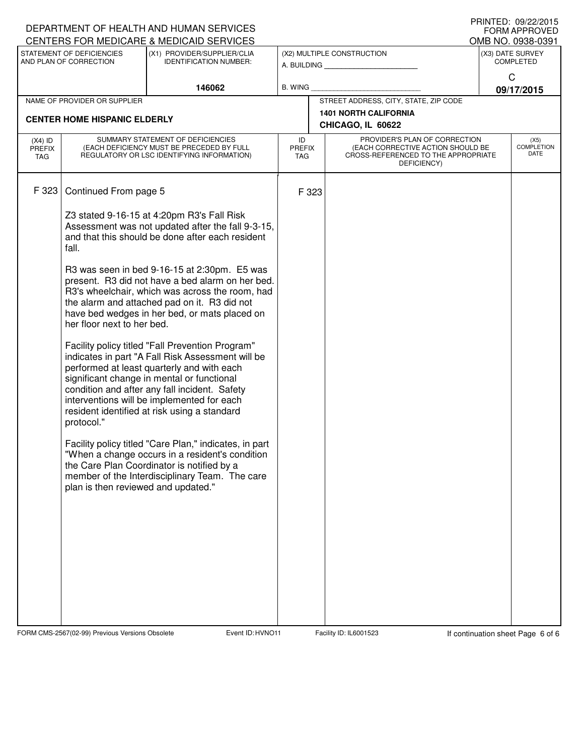DEPARTMENT OF HEALTH AND HUMAN SERVICES
CENTERS FOR MEDICARE & MEDICAID SERVICES

PRINTED: 09/22/2015
FORM APPROVED
OMB NO. 0938-0391

| STATEMENT OF DEFICIENCIES AND PLAN OF CORRECTION | (X1) PROVIDER/SUPPLIER/CLIA IDENTIFICATION NUMBER: | (X2) MULTIPLE CONSTRUCTION | (X3) DATE SURVEY COMPLETED |
|---|---|---|---|
| | 146062 | A. BUILDING ______ B. WING ______ | C 09/17/2015 |

| NAME OF PROVIDER OR SUPPLIER | STREET ADDRESS, CITY, STATE, ZIP CODE |
|---|---|
| CENTER HOME HISPANIC ELDERLY | 1401 NORTH CALIFORNIA CHICAGO, IL 60622 |

| (X4) ID PREFIX TAG | SUMMARY STATEMENT OF DEFICIENCIES (EACH DEFICIENCY MUST BE PRECEDED BY FULL REGULATORY OR LSC IDENTIFYING INFORMATION) | ID PREFIX TAG | PROVIDER'S PLAN OF CORRECTION (EACH CORRECTIVE ACTION SHOULD BE CROSS-REFERENCED TO THE APPROPRIATE DEFICIENCY) | (X5) COMPLETION DATE |
|---|---|---|---|---|
| F 323 | Continued From page 5<br><br>Z3 stated 9-16-15 at 4:20pm R3's Fall Risk Assessment was not updated after the fall 9-3-15, and that this should be done after each resident fall.<br><br>R3 was seen in bed 9-16-15 at 2:30pm. E5 was present. R3 did not have a bed alarm on her bed. R3's wheelchair, which was across the room, had the alarm and attached pad on it. R3 did not have bed wedges in her bed, or mats placed on her floor next to her bed.<br><br>Facility policy titled "Fall Prevention Program" indicates in part "A Fall Risk Assessment will be performed at least quarterly and with each significant change in mental or functional condition and after any fall incident. Safety interventions will be implemented for each resident identified at risk using a standard protocol."<br><br>Facility policy titled "Care Plan," indicates, in part "When a change occurs in a resident's condition the Care Plan Coordinator is notified by a member of the Interdisciplinary Team. The care plan is then reviewed and updated." | F 323 | | |

FORM CMS-2567(02-99) Previous Versions Obsolete    Event ID: HVNO11    Facility ID: IL6001523    If continuation sheet Page 6 of 6